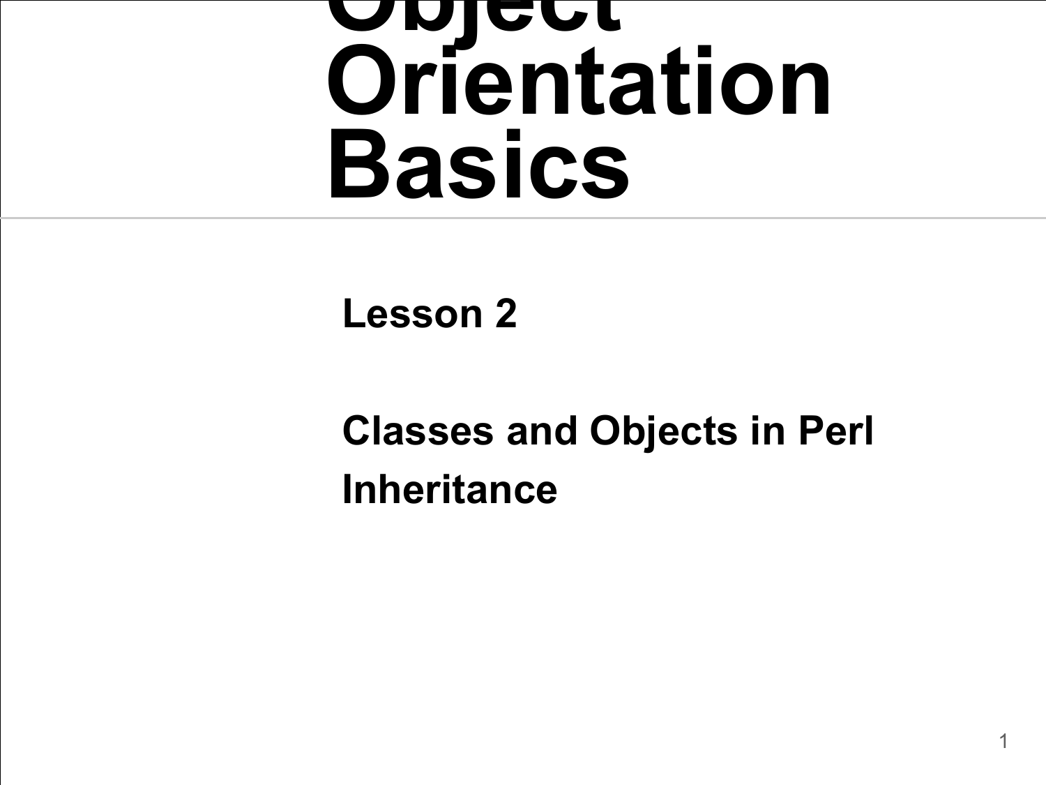# Object Orientation Basics

**Lesson 2**

**Classes and Objects in Perl**

**Inheritance**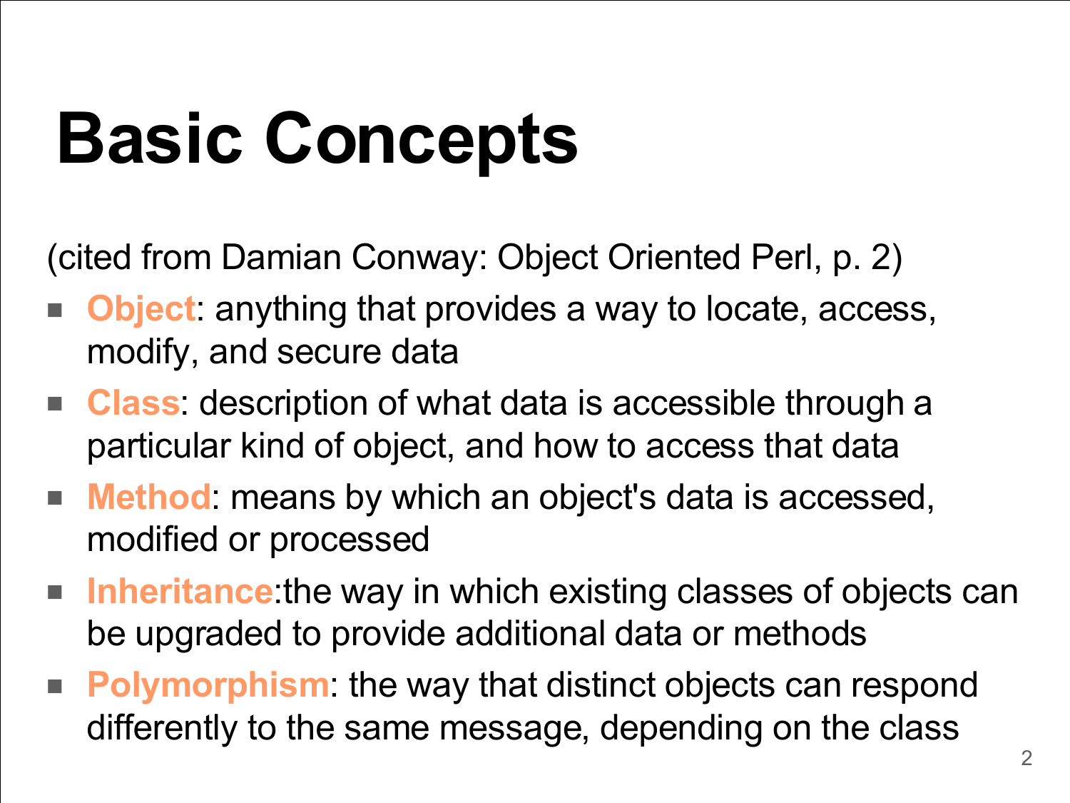# Basic Concepts

(cited from Damian Conway: Object Oriented Perl, p. 2)

- **Object**: anything that provides a way to locate, access, modify, and secure data
- **Class**: description of what data is accessible through a particular kind of object, and how to access that data
- **Method**: means by which an object's data is accessed, modified or processed
- **Inheritance**:the way in which existing classes of objects can be upgraded to provide additional data or methods
- **Polymorphism**: the way that distinct objects can respond differently to the same message, depending on the class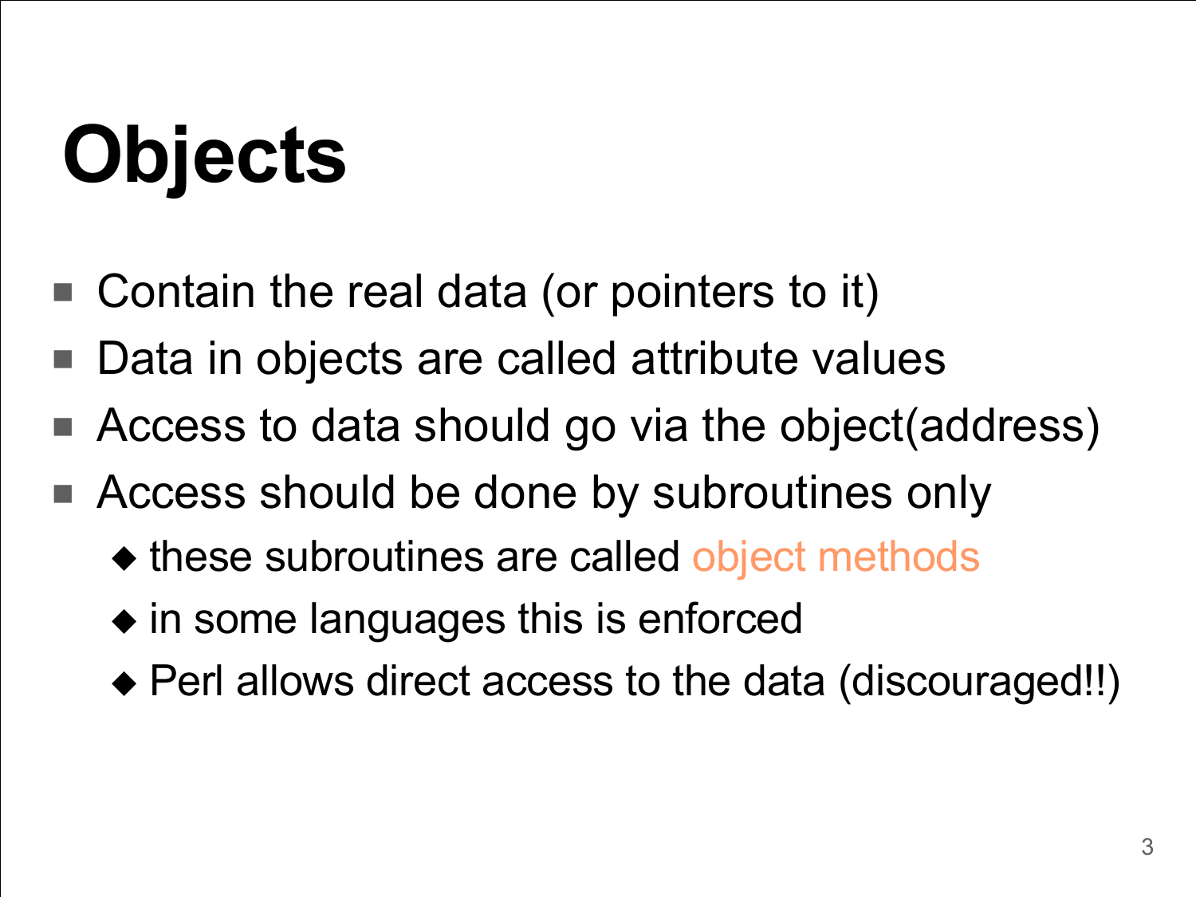# Objects

- Contain the real data (or pointers to it)
- Data in objects are called attribute values
- Access to data should go via the object(address)
- Access should be done by subroutines only
  - these subroutines are called object methods
  - in some languages this is enforced
  - Perl allows direct access to the data (discouraged!!)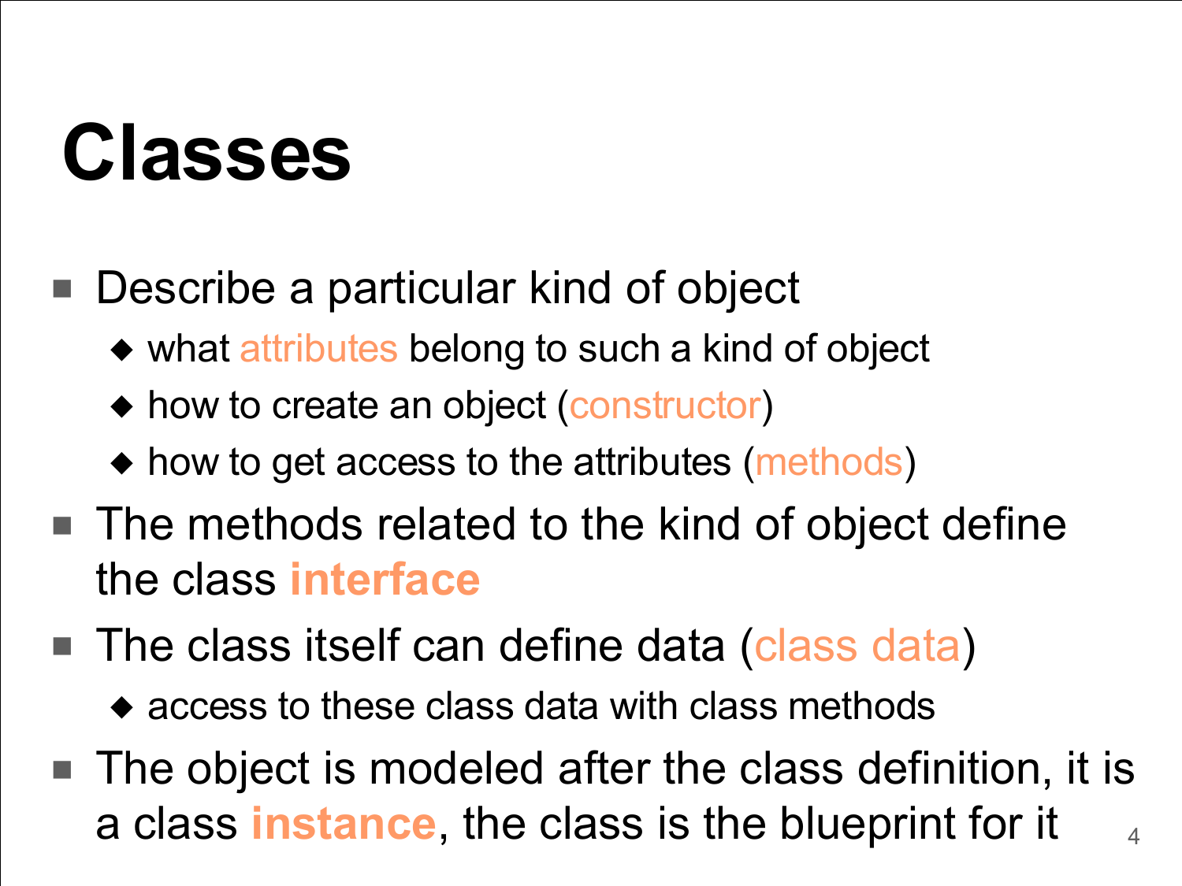# Classes

- Describe a particular kind of object
  - what attributes belong to such a kind of object
  - how to create an object (constructor)
  - how to get access to the attributes (methods)
- The methods related to the kind of object define the class **interface**
- The class itself can define data (class data)
  - access to these class data with class methods
- The object is modeled after the class definition, it is a class **instance**, the class is the blueprint for it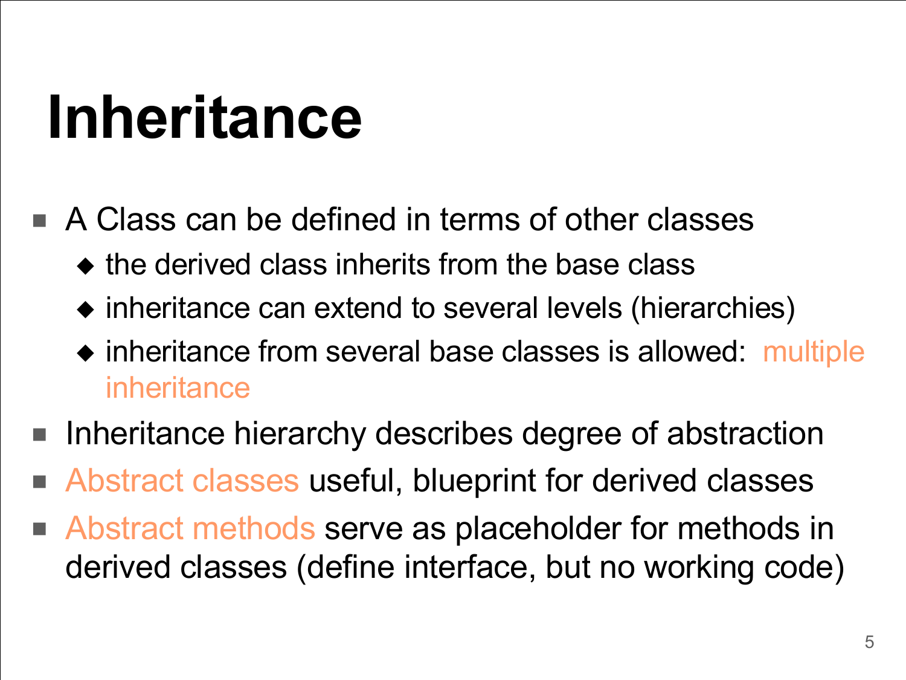# Inheritance

- A Class can be defined in terms of other classes
  - the derived class inherits from the base class
  - inheritance can extend to several levels (hierarchies)
  - inheritance from several base classes is allowed: multiple inheritance
- Inheritance hierarchy describes degree of abstraction
- Abstract classes useful, blueprint for derived classes
- Abstract methods serve as placeholder for methods in derived classes (define interface, but no working code)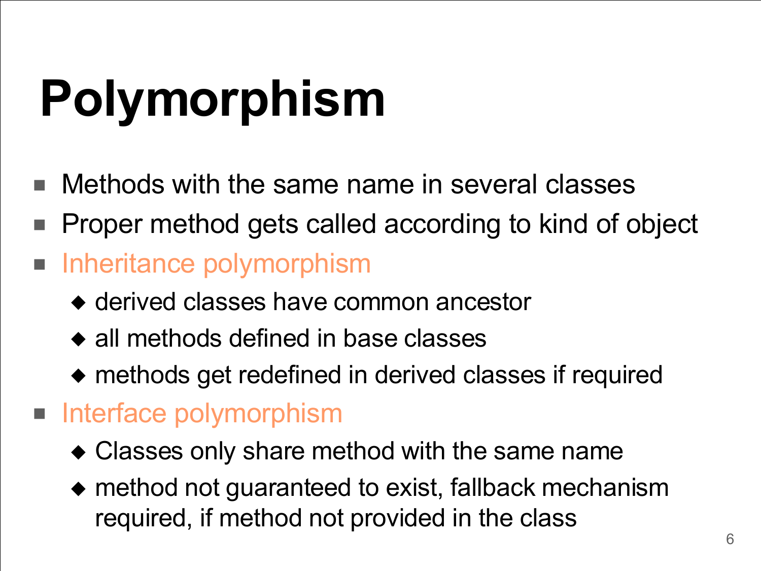# Polymorphism

- Methods with the same name in several classes
- Proper method gets called according to kind of object
- Inheritance polymorphism
  - derived classes have common ancestor
  - all methods defined in base classes
  - methods get redefined in derived classes if required
- Interface polymorphism
  - Classes only share method with the same name
  - method not guaranteed to exist, fallback mechanism required, if method not provided in the class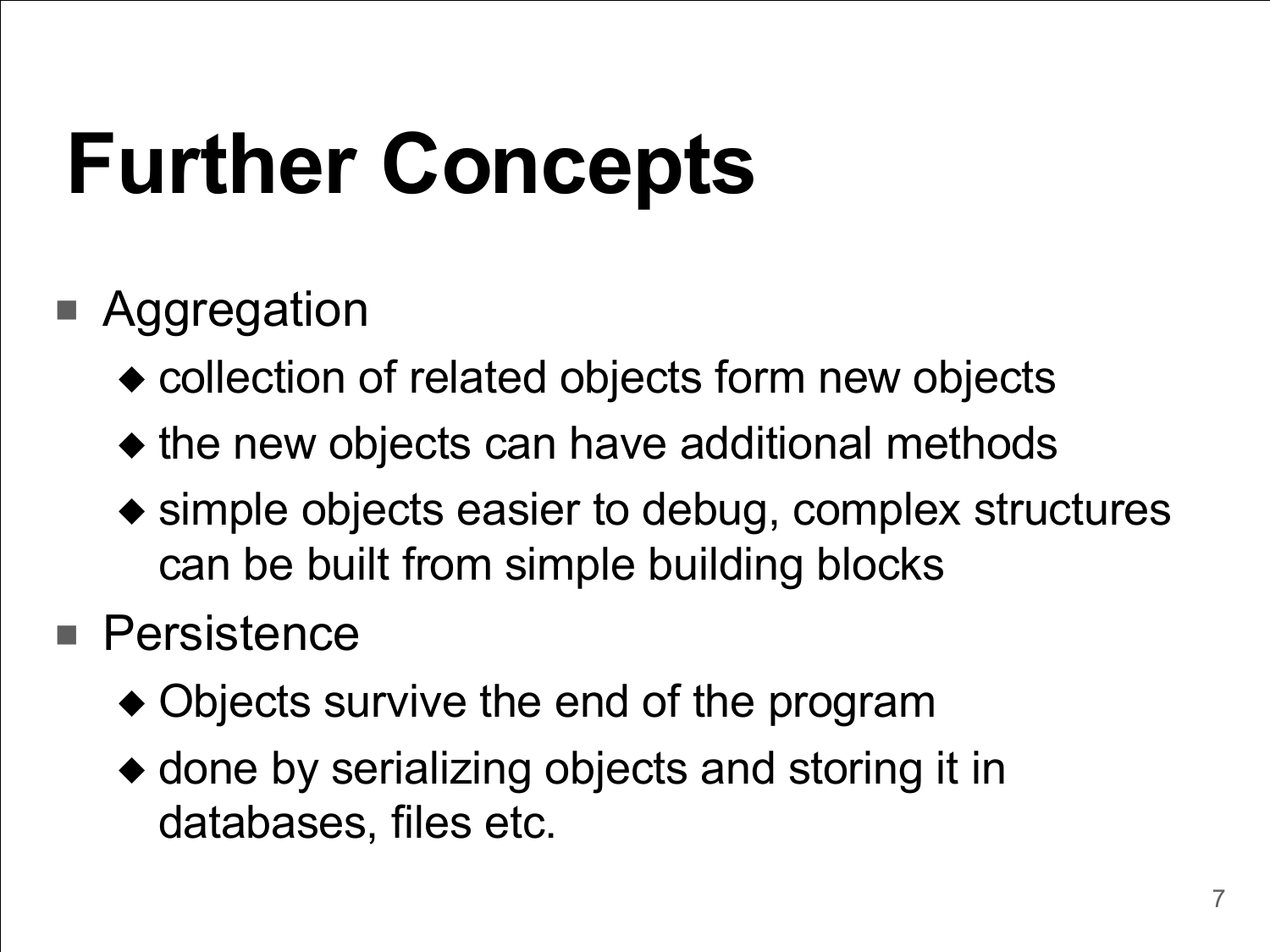# Further Concepts

- Aggregation
  - collection of related objects form new objects
  - the new objects can have additional methods
  - simple objects easier to debug, complex structures can be built from simple building blocks
- Persistence
  - Objects survive the end of the program
  - done by serializing objects and storing it in databases, files etc.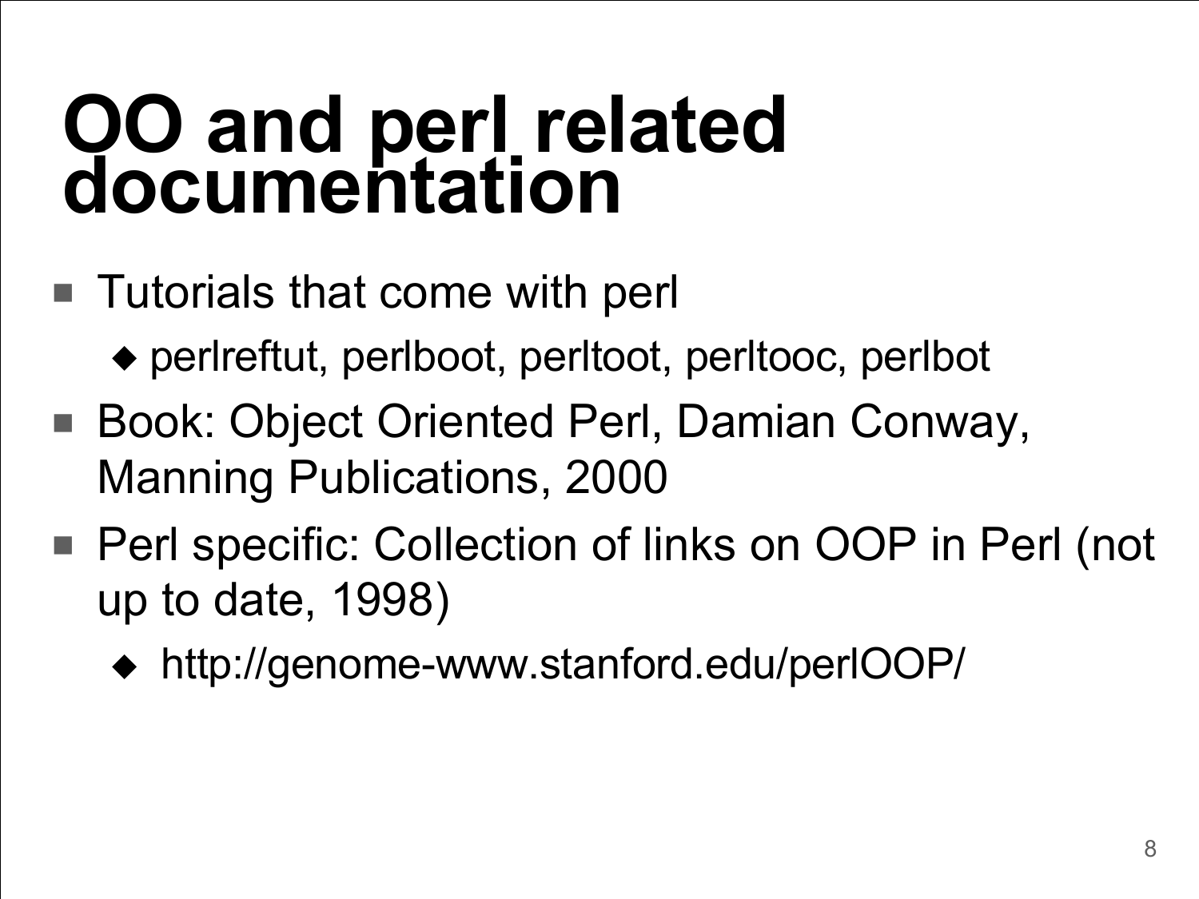# OO and perl related documentation

- Tutorials that come with perl
  - perlreftut, perlboot, perltoot, perltooc, perlbot
- Book: Object Oriented Perl, Damian Conway, Manning Publications, 2000
- Perl specific: Collection of links on OOP in Perl (not up to date, 1998)
  - http://genome-www.stanford.edu/perlOOP/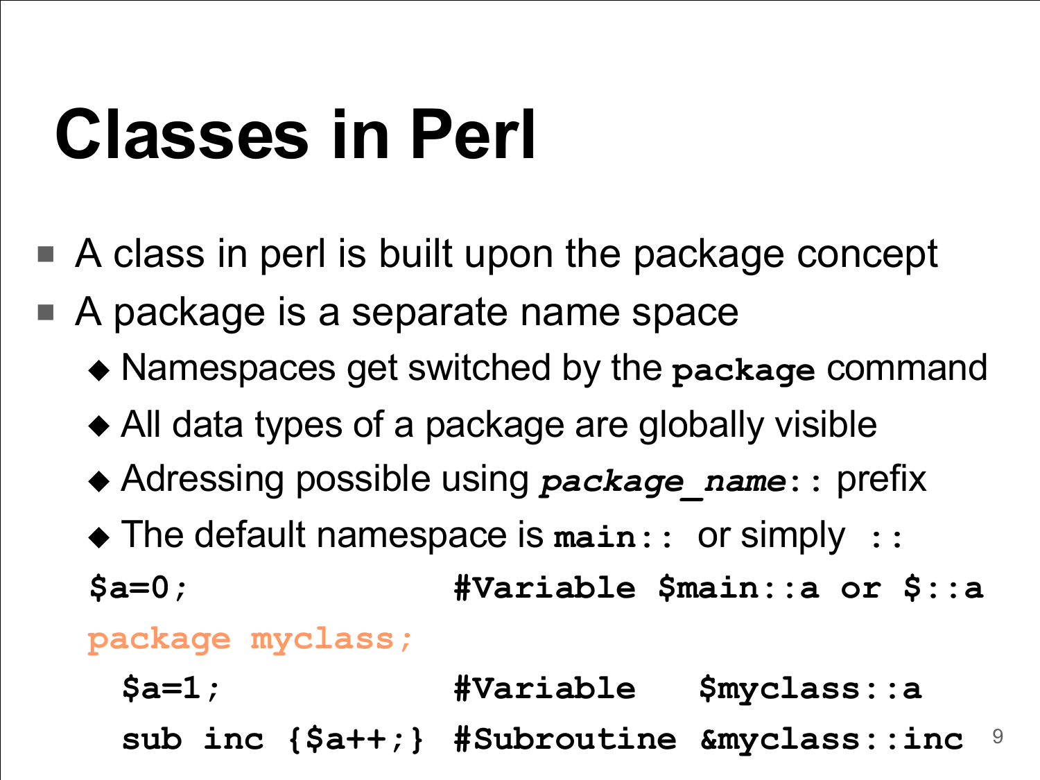# Classes in Perl

- A class in perl is built upon the package concept
- A package is a separate name space
  - Namespaces get switched by the **`package`** command
  - All data types of a package are globally visible
  - Adressing possible using ***`package_name`*`::`** prefix
  - The default namespace is **`main::`** or simply **`::`**

```
$a=0;                #Variable $main::a or $::a
package myclass;
  $a=1;              #Variable   $myclass::a
  sub inc {$a++;}    #Subroutine &myclass::inc
```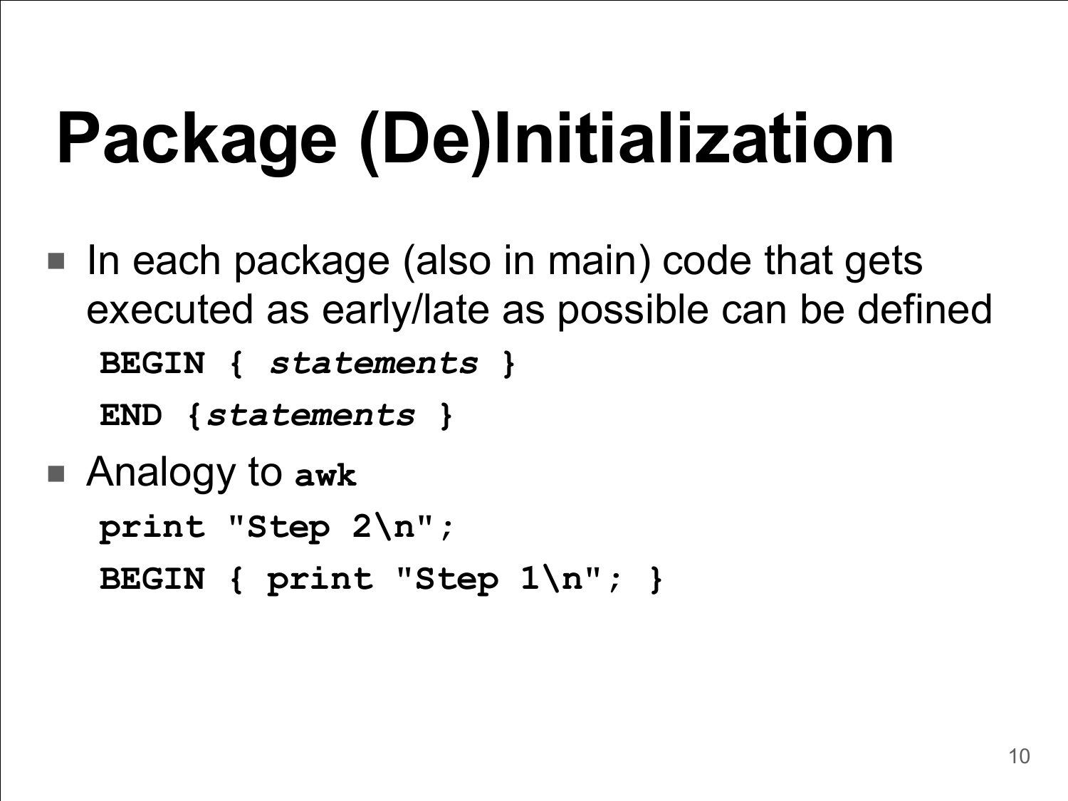# Package (De)Initialization

- In each package (also in main) code that gets executed as early/late as possible can be defined

```
BEGIN { statements }
END {statements }
```

- Analogy to **awk**

```
print "Step 2\n";
BEGIN { print "Step 1\n"; }
```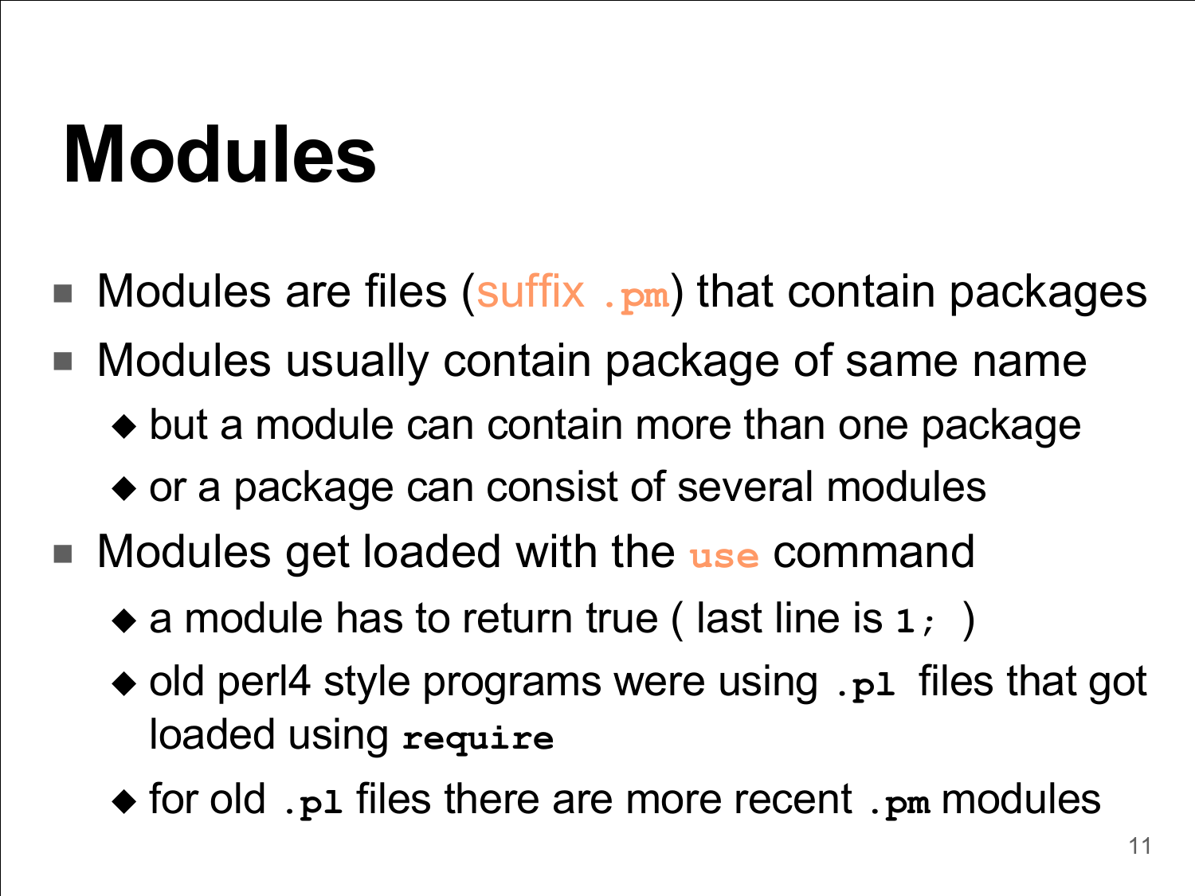# Modules

- Modules are files (suffix `.pm`) that contain packages
- Modules usually contain package of same name
  - but a module can contain more than one package
  - or a package can consist of several modules
- Modules get loaded with the `use` command
  - a module has to return true ( last line is `1;` )
  - old perl4 style programs were using `.pl` files that got loaded using `require`
  - for old `.pl` files there are more recent `.pm` modules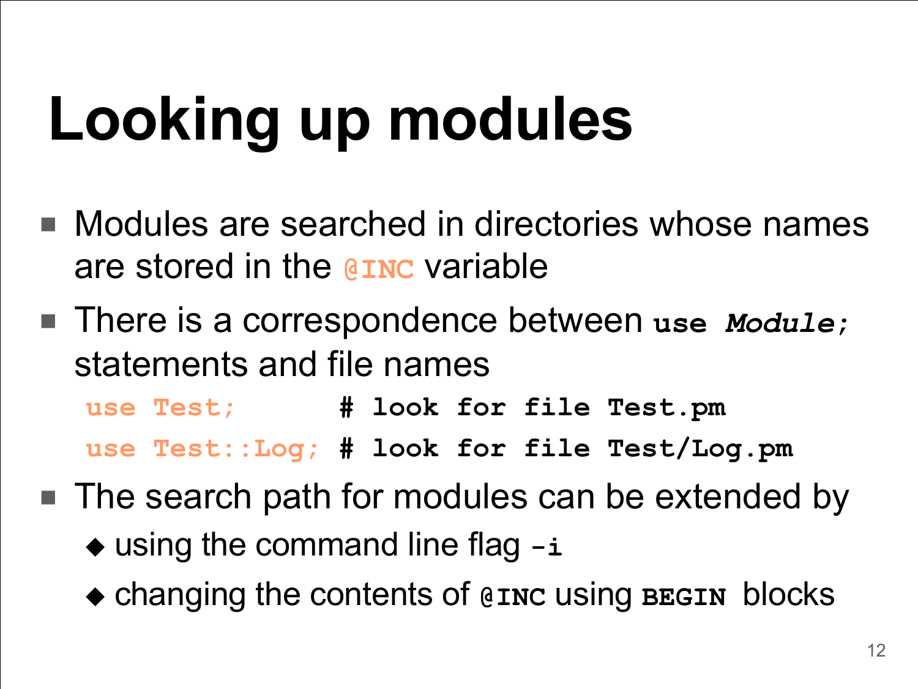# Looking up modules

- Modules are searched in directories whose names are stored in the `@INC` variable
- There is a correspondence between `use Module;` statements and file names

```
use Test;       # look for file Test.pm
use Test::Log;  # look for file Test/Log.pm
```

- The search path for modules can be extended by
  - using the command line flag `-i`
  - changing the contents of `@INC` using `BEGIN` blocks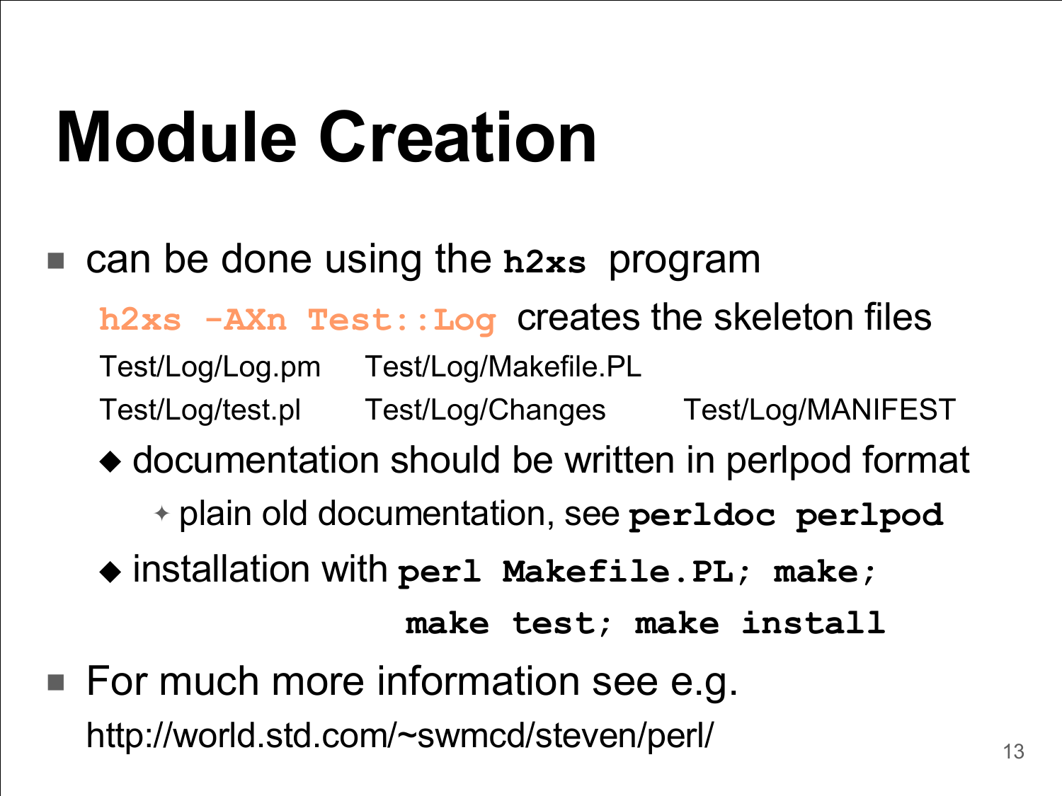# Module Creation

- can be done using the `h2xs` program

  `h2xs -AXn Test::Log` creates the skeleton files

  Test/Log/Log.pm Test/Log/Makefile.PL

  Test/Log/test.pl Test/Log/Changes Test/Log/MANIFEST

  - documentation should be written in perlpod format
    - plain old documentation, see `perldoc perlpod`
  - installation with `perl Makefile.PL; make; make test; make install`

- For much more information see e.g.

  http://world.std.com/~swmcd/steven/perl/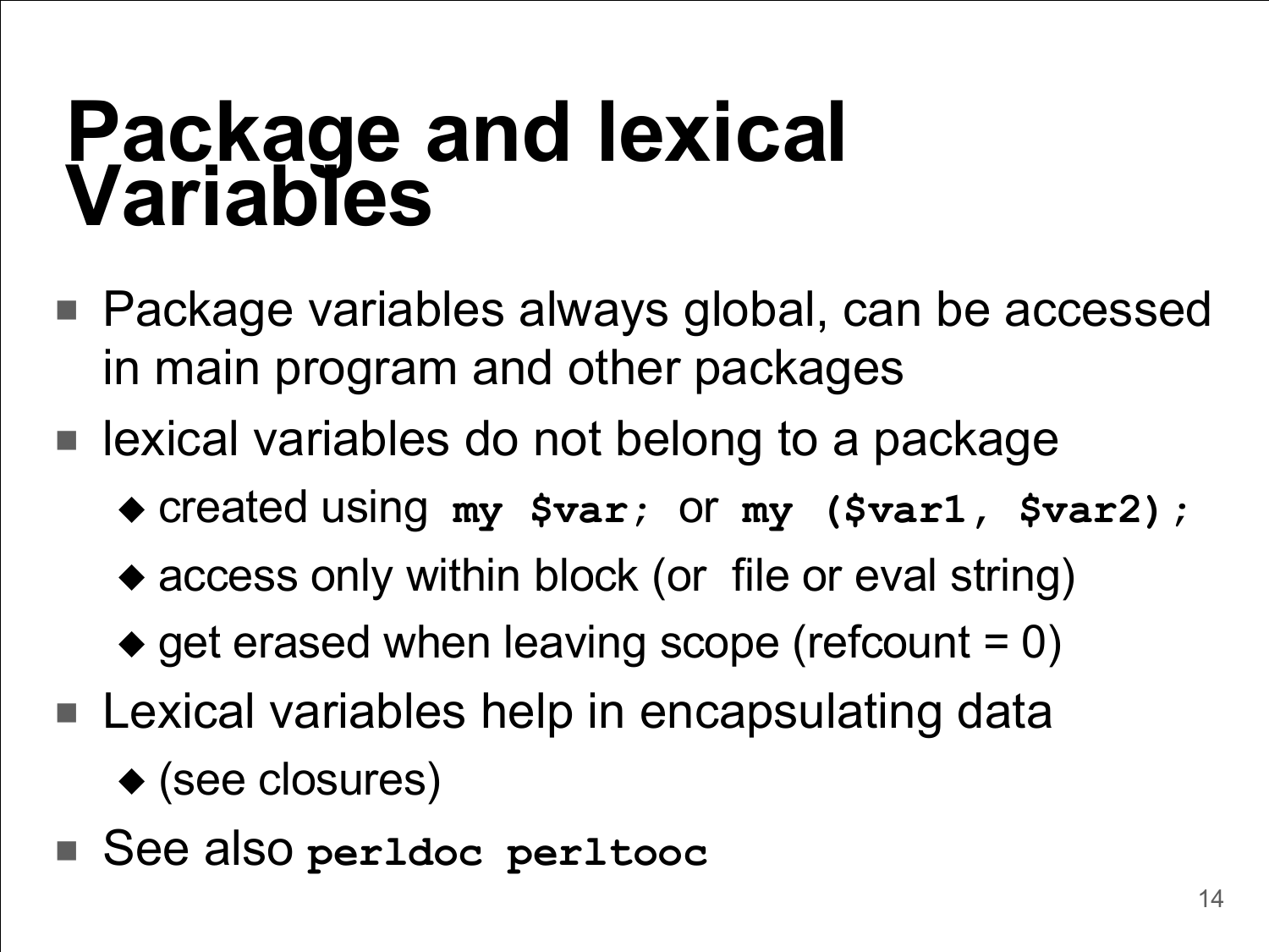# Package and lexical Variables

- Package variables always global, can be accessed in main program and other packages
- lexical variables do not belong to a package
  - created using `my $var;` or `my ($var1, $var2);`
  - access only within block (or file or eval string)
  - get erased when leaving scope (refcount = 0)
- Lexical variables help in encapsulating data
  - (see closures)
- See also `perldoc perltooc`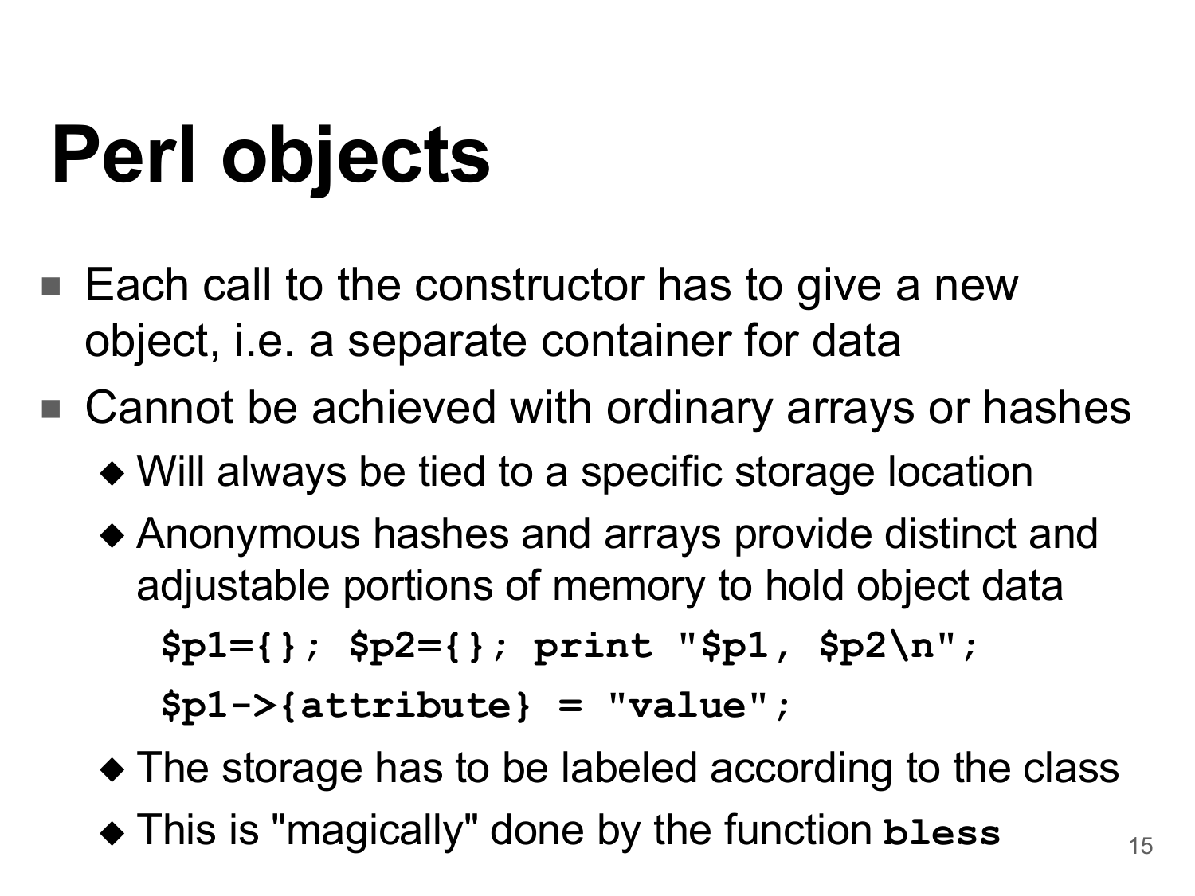# Perl objects

- Each call to the constructor has to give a new object, i.e. a separate container for data
- Cannot be achieved with ordinary arrays or hashes
  - Will always be tied to a specific storage location
  - Anonymous hashes and arrays provide distinct and adjustable portions of memory to hold object data

    ```
    $p1={}; $p2={}; print "$p1, $p2\n";
    $p1->{attribute} = "value";
    ```

  - The storage has to be labeled according to the class
  - This is "magically" done by the function **`bless`**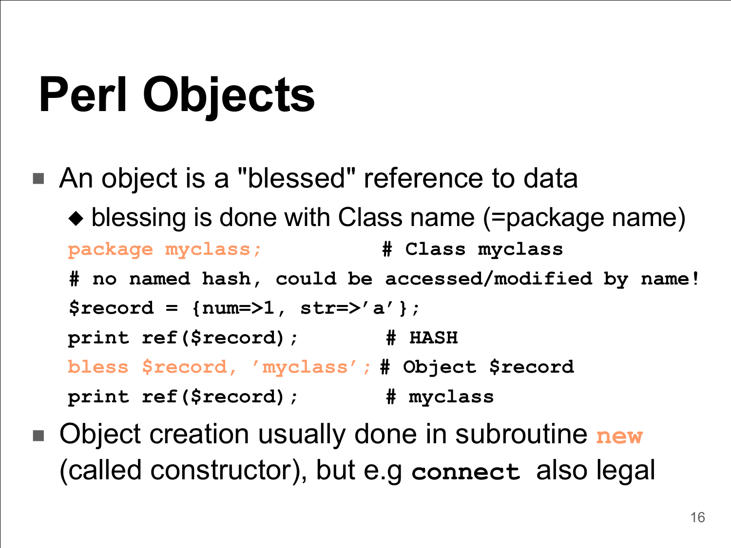# Perl Objects

- An object is a "blessed" reference to data
  - blessing is done with Class name (=package name)

```
package myclass;            # Class myclass
# no named hash, could be accessed/modified by name!
$record = {num=>1, str=>'a'};
print ref($record);         # HASH
bless $record, 'myclass';  # Object $record
print ref($record);         # myclass
```

- Object creation usually done in subroutine **new** (called constructor), but e.g **connect** also legal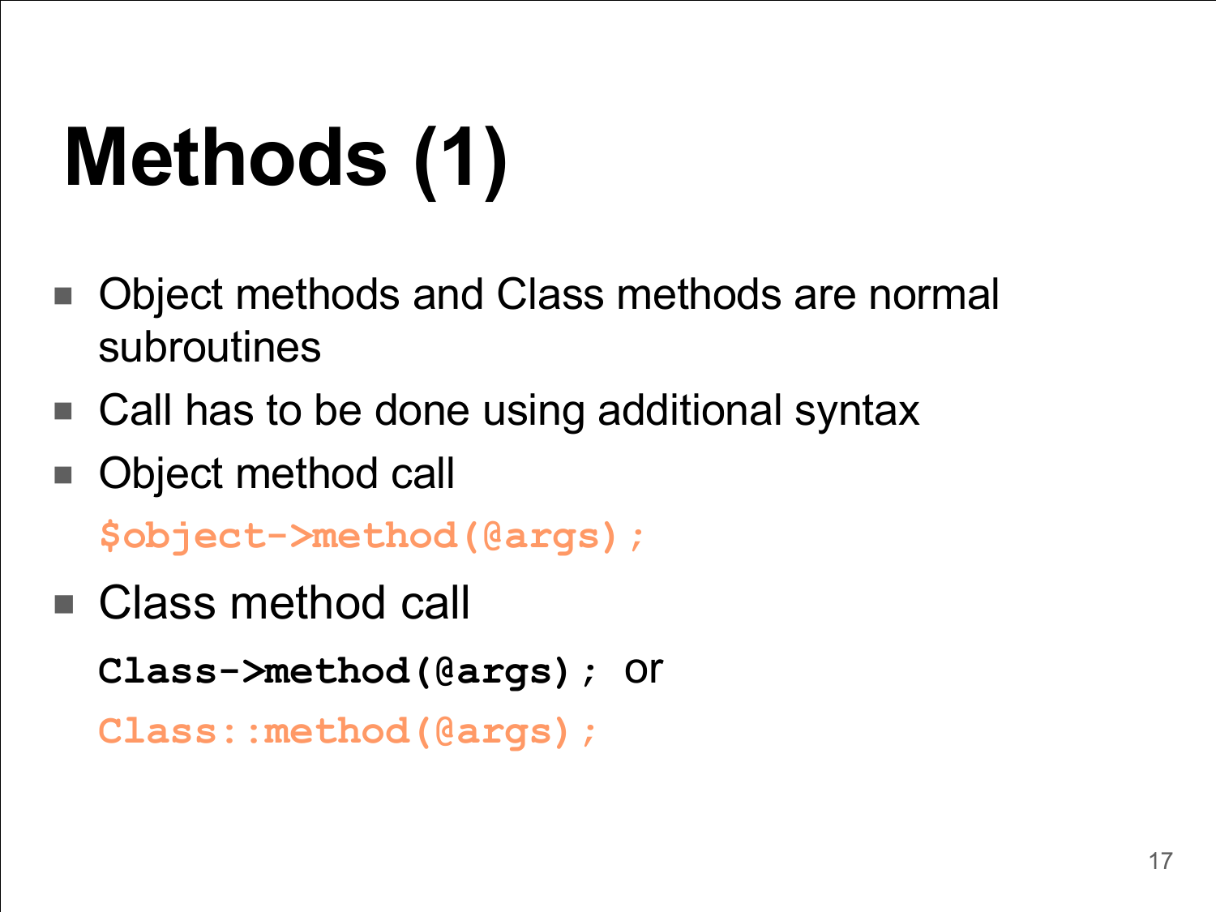# Methods (1)

- Object methods and Class methods are normal subroutines
- Call has to be done using additional syntax
- Object method call

```
$object->method(@args);
```

- Class method call

```
Class->method(@args);
```

or

```
Class::method(@args);
```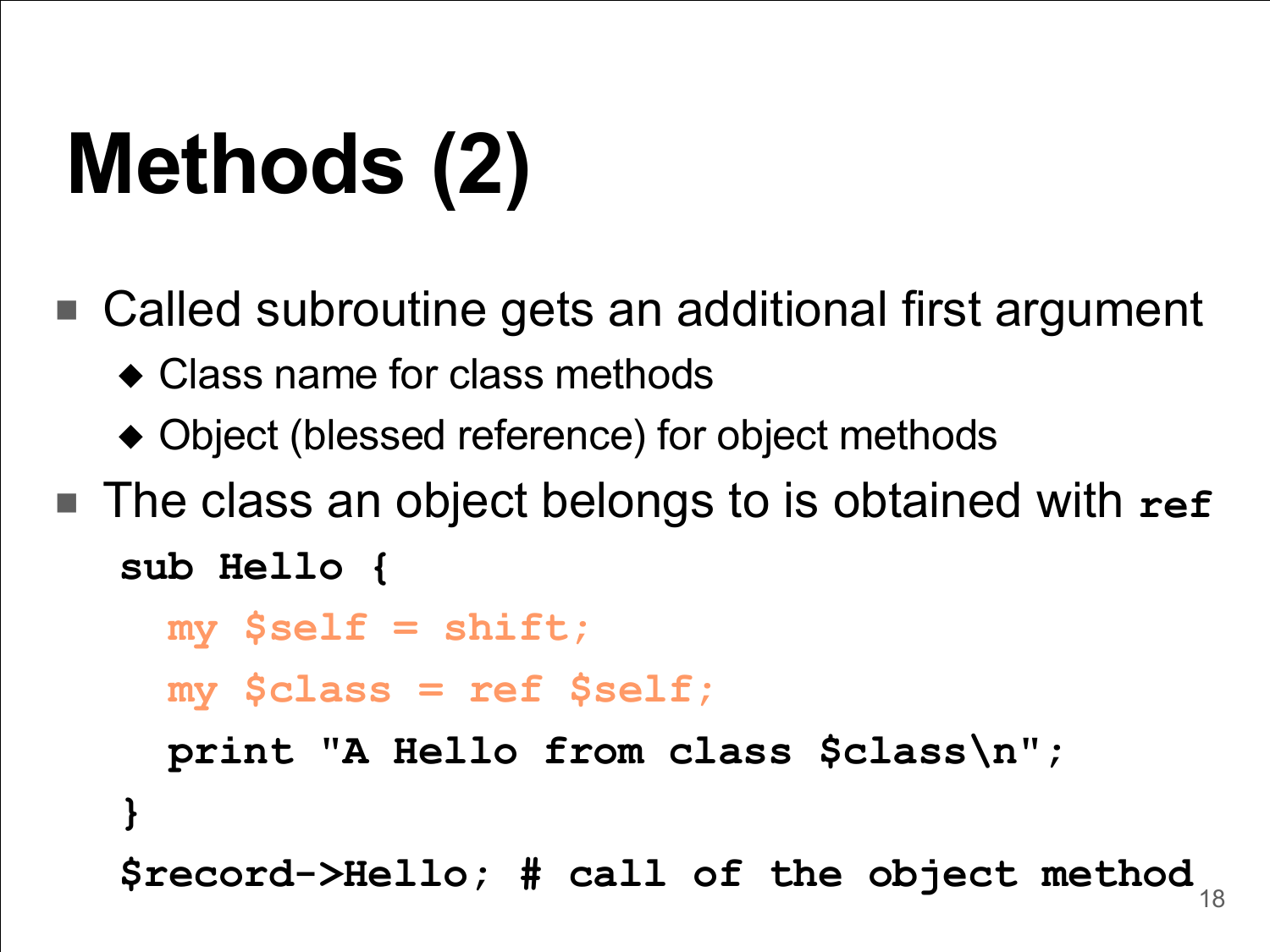# Methods (2)

- Called subroutine gets an additional first argument
  - Class name for class methods
  - Object (blessed reference) for object methods
- The class an object belongs to is obtained with **`ref`**

```
sub Hello {
  my $self = shift;
  my $class = ref $self;
  print "A Hello from class $class\n";
}
$record->Hello; # call of the object method
```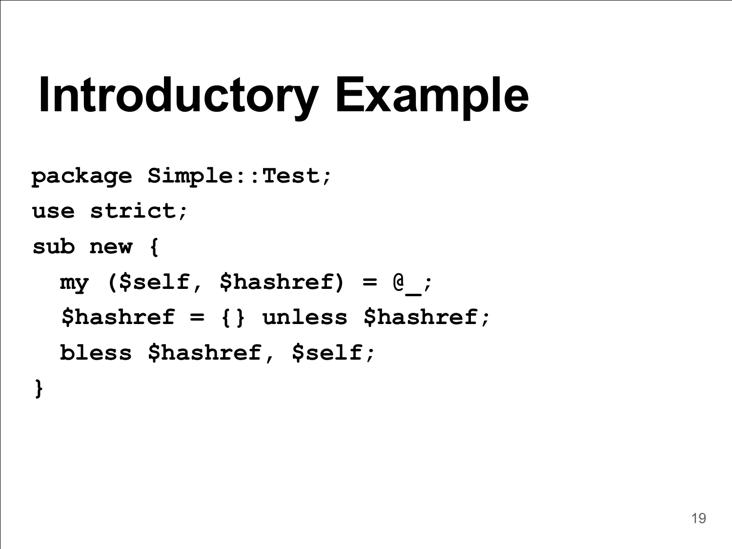# Introductory Example

```
package Simple::Test;
use strict;
sub new {
  my ($self, $hashref) = @_;
  $hashref = {} unless $hashref;
  bless $hashref, $self;
}
```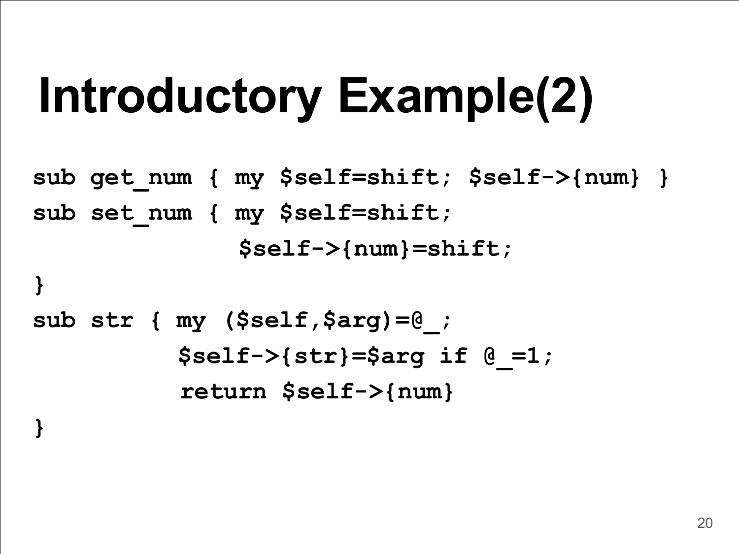# Introductory Example(2)

```
sub get_num { my $self=shift; $self->{num} }
sub set_num { my $self=shift;
              $self->{num}=shift;
}
sub str { my ($self,$arg)=@_;
          $self->{str}=$arg if @_=1;
          return $self->{num}
}
```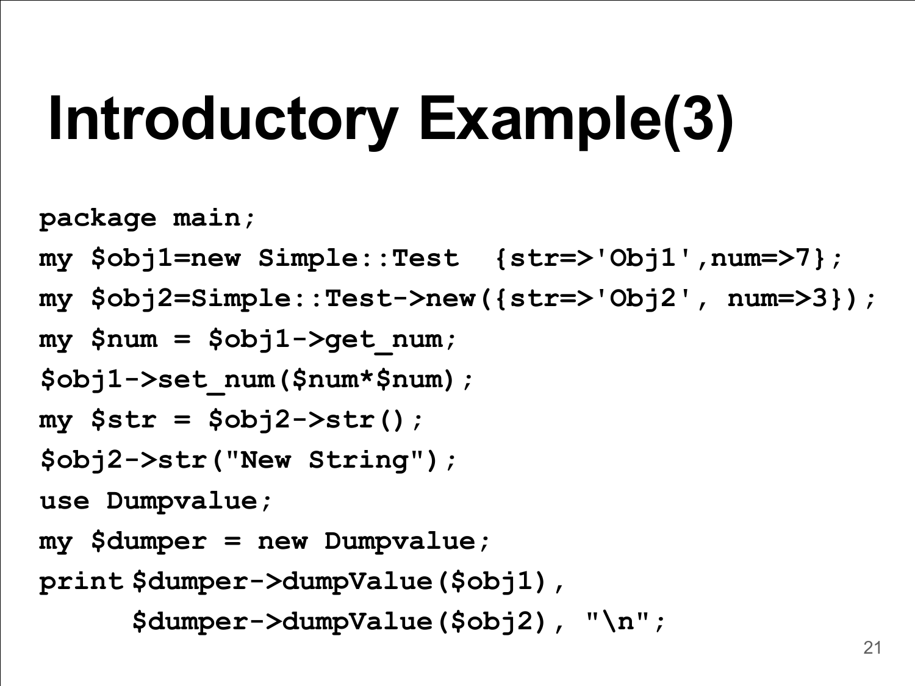# Introductory Example(3)

```
package main;
my $obj1=new Simple::Test  {str=>'Obj1',num=>7};
my $obj2=Simple::Test->new({str=>'Obj2', num=>3});
my $num = $obj1->get_num;
$obj1->set_num($num*$num);
my $str = $obj2->str();
$obj2->str("New String");
use Dumpvalue;
my $dumper = new Dumpvalue;
print $dumper->dumpValue($obj1),
      $dumper->dumpValue($obj2), "\n";
```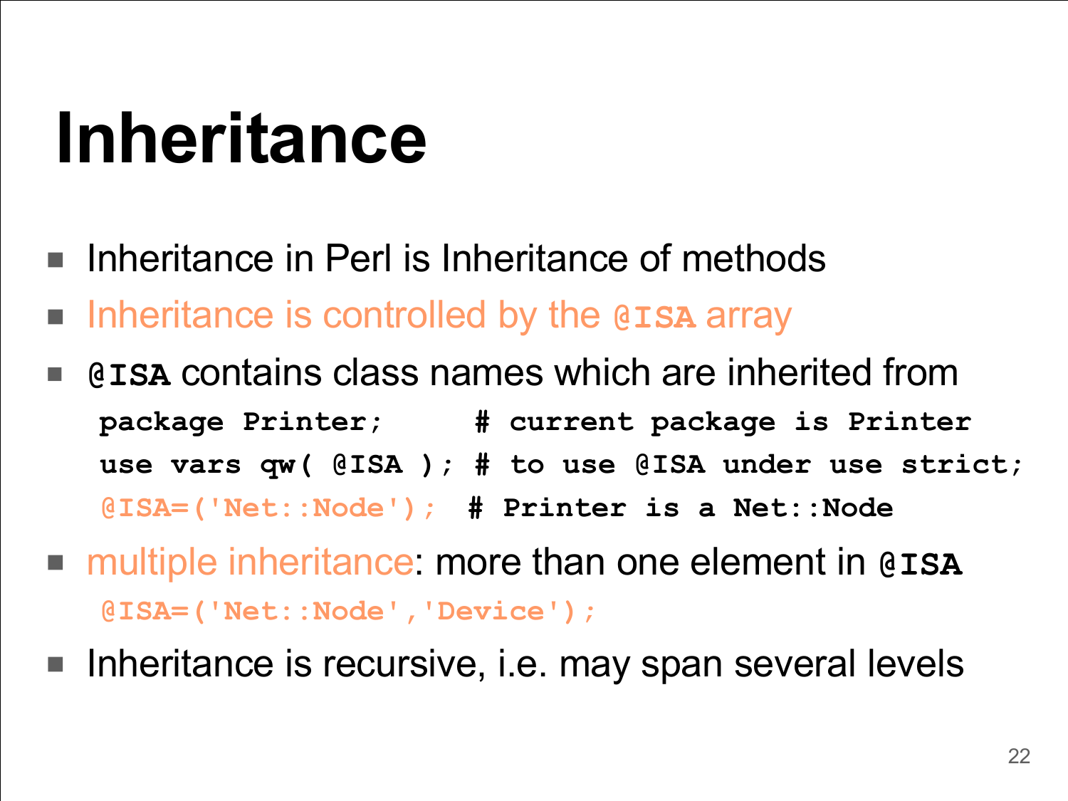# Inheritance

- Inheritance in Perl is Inheritance of methods
- Inheritance is controlled by the `@ISA` array
- `@ISA` contains class names which are inherited from

```
package Printer;      # current package is Printer
use vars qw( @ISA ); # to use @ISA under use strict;
@ISA=('Net::Node');  # Printer is a Net::Node
```

- multiple inheritance: more than one element in `@ISA`

```
@ISA=('Net::Node','Device');
```

- Inheritance is recursive, i.e. may span several levels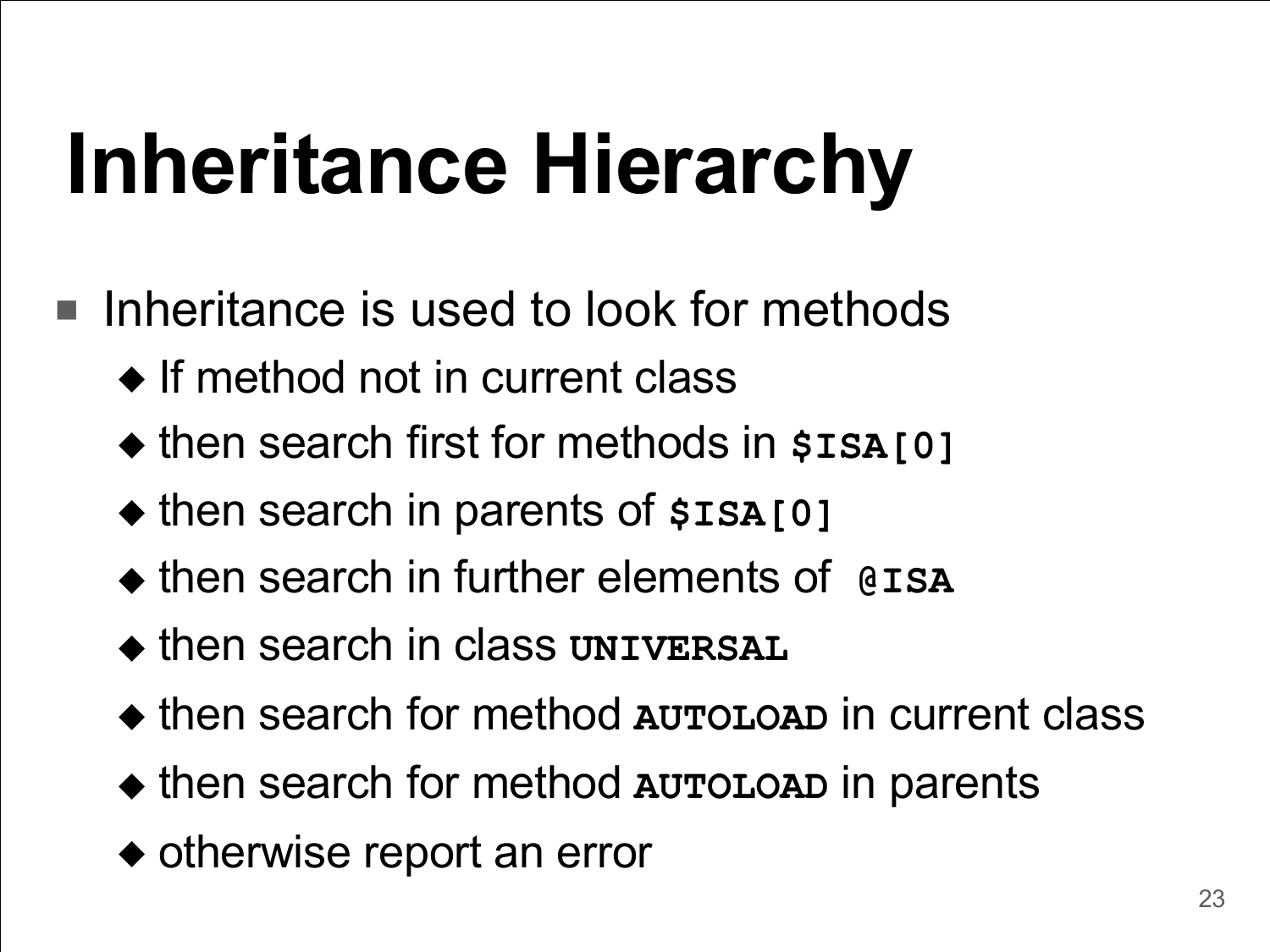# Inheritance Hierarchy

- Inheritance is used to look for methods
  - If method not in current class
  - then search first for methods in **`$ISA[0]`**
  - then search in parents of **`$ISA[0]`**
  - then search in further elements of **`@ISA`**
  - then search in class **`UNIVERSAL`**
  - then search for method **`AUTOLOAD`** in current class
  - then search for method **`AUTOLOAD`** in parents
  - otherwise report an error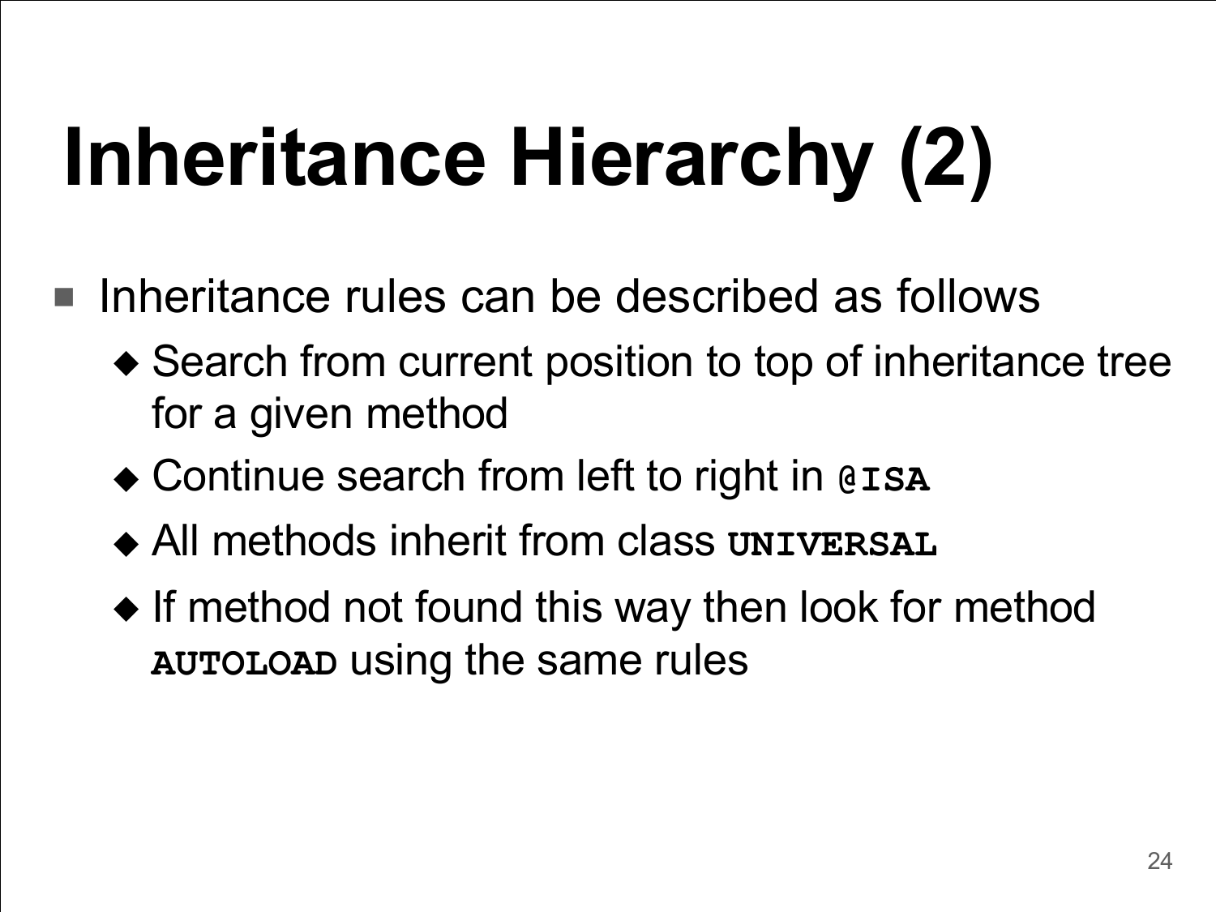# Inheritance Hierarchy (2)

- Inheritance rules can be described as follows
  - Search from current position to top of inheritance tree for a given method
  - Continue search from left to right in `@ISA`
  - All methods inherit from class `UNIVERSAL`
  - If method not found this way then look for method `AUTOLOAD` using the same rules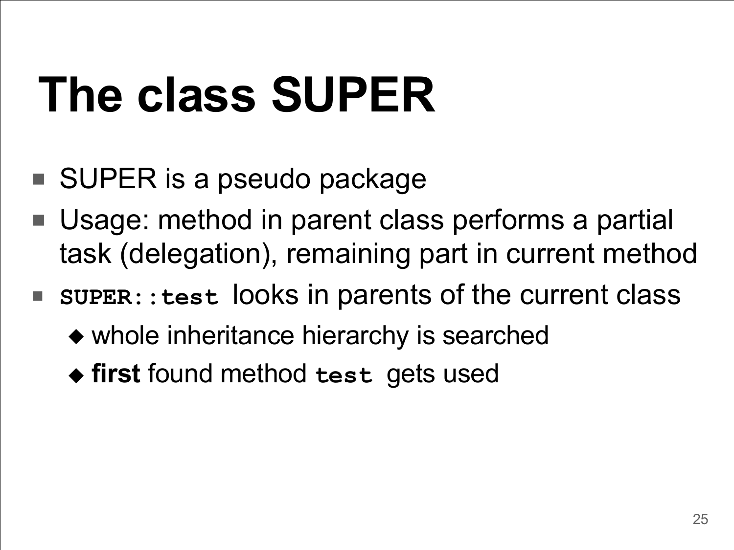# The class SUPER

- SUPER is a pseudo package
- Usage: method in parent class performs a partial task (delegation), remaining part in current method
- `SUPER::test` looks in parents of the current class
  - whole inheritance hierarchy is searched
  - **first** found method `test` gets used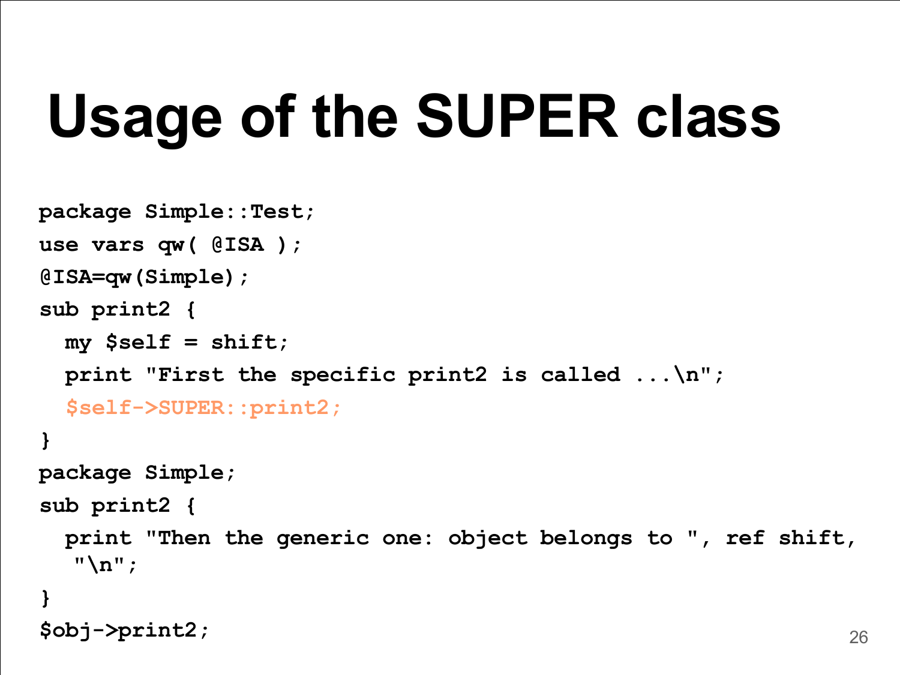# Usage of the SUPER class

```
package Simple::Test;
use vars qw( @ISA );
@ISA=qw(Simple);
sub print2 {
  my $self = shift;
  print "First the specific print2 is called ...\n";
  $self->SUPER::print2;
}
package Simple;
sub print2 {
  print "Then the generic one: object belongs to ", ref shift,
   "\n";
}
$obj->print2;
```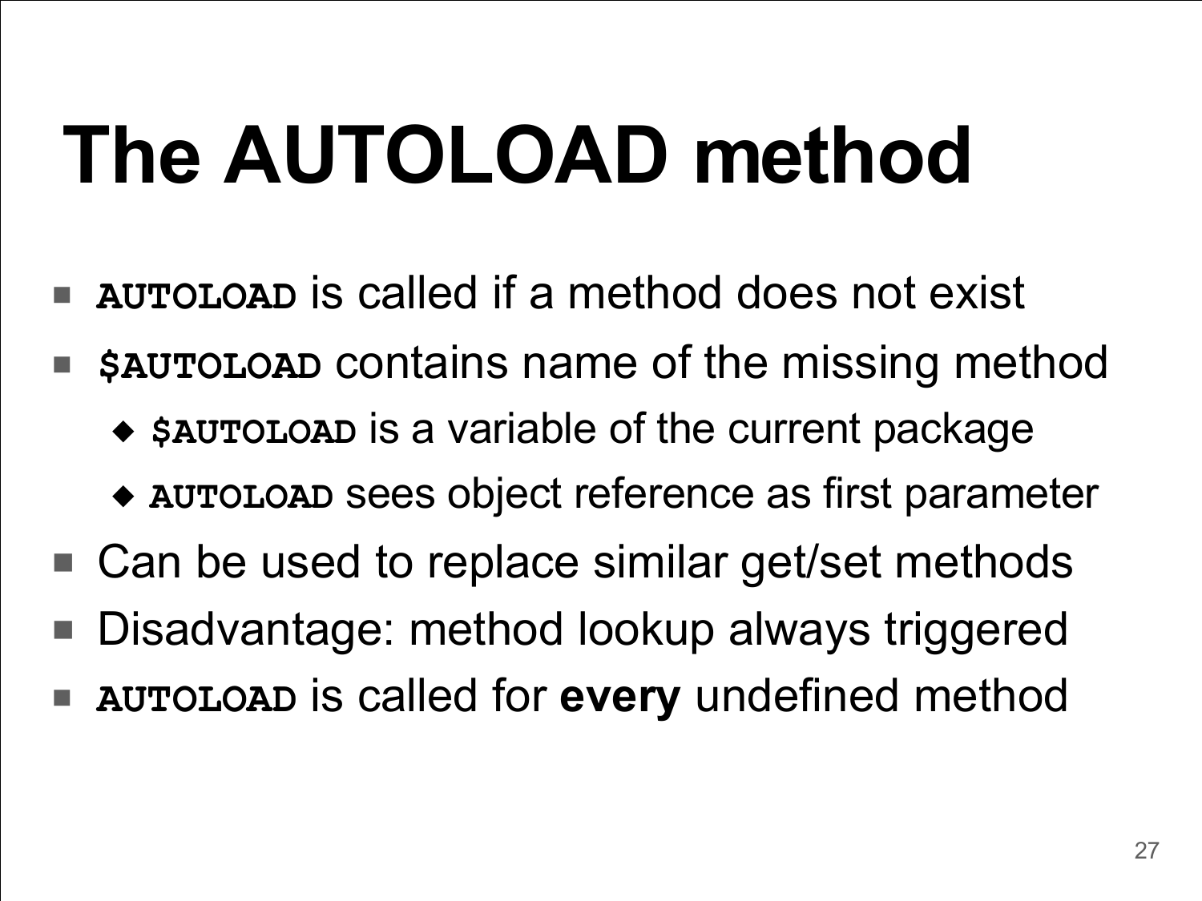# The AUTOLOAD method

- `AUTOLOAD` is called if a method does not exist
- `$AUTOLOAD` contains name of the missing method
  - `$AUTOLOAD` is a variable of the current package
  - `AUTOLOAD` sees object reference as first parameter
- Can be used to replace similar get/set methods
- Disadvantage: method lookup always triggered
- `AUTOLOAD` is called for **every** undefined method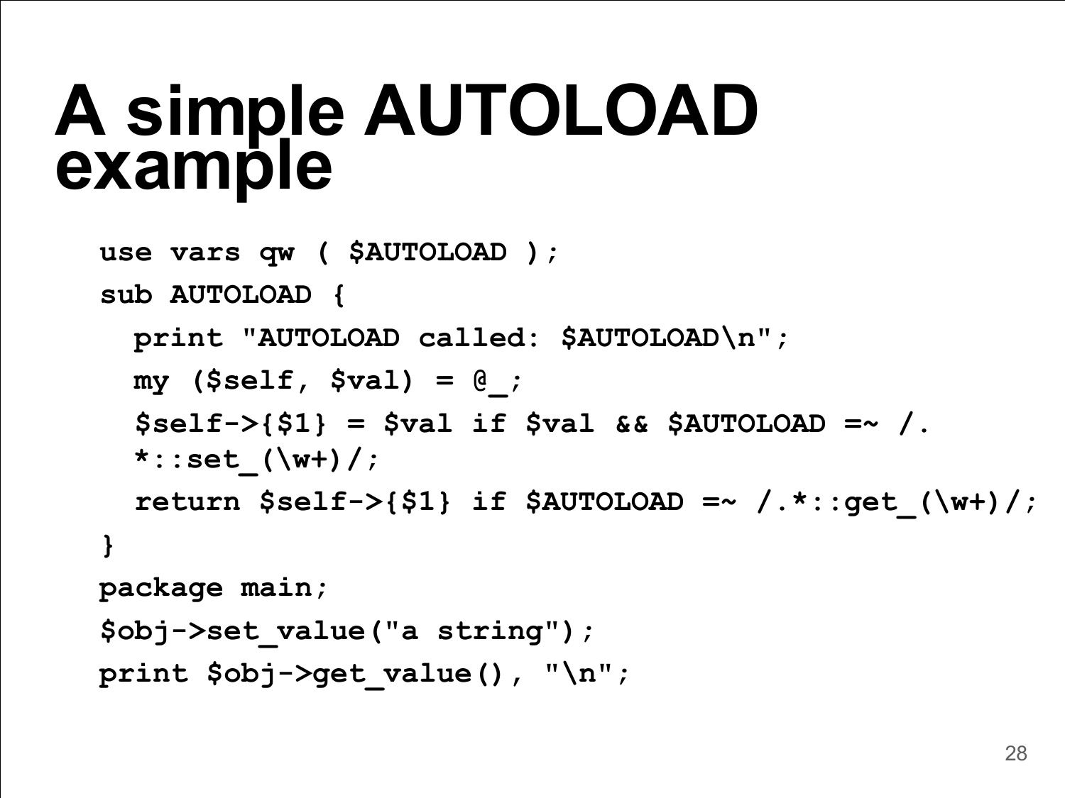# A simple AUTOLOAD example

```
use vars qw ( $AUTOLOAD );
sub AUTOLOAD {
  print "AUTOLOAD called: $AUTOLOAD\n";
  my ($self, $val) = @_;
  $self->{$1} = $val if $val && $AUTOLOAD =~ /.*::set_(\w+)/;
  return $self->{$1} if $AUTOLOAD =~ /.*::get_(\w+)/;
}
package main;
$obj->set_value("a string");
print $obj->get_value(), "\n";
```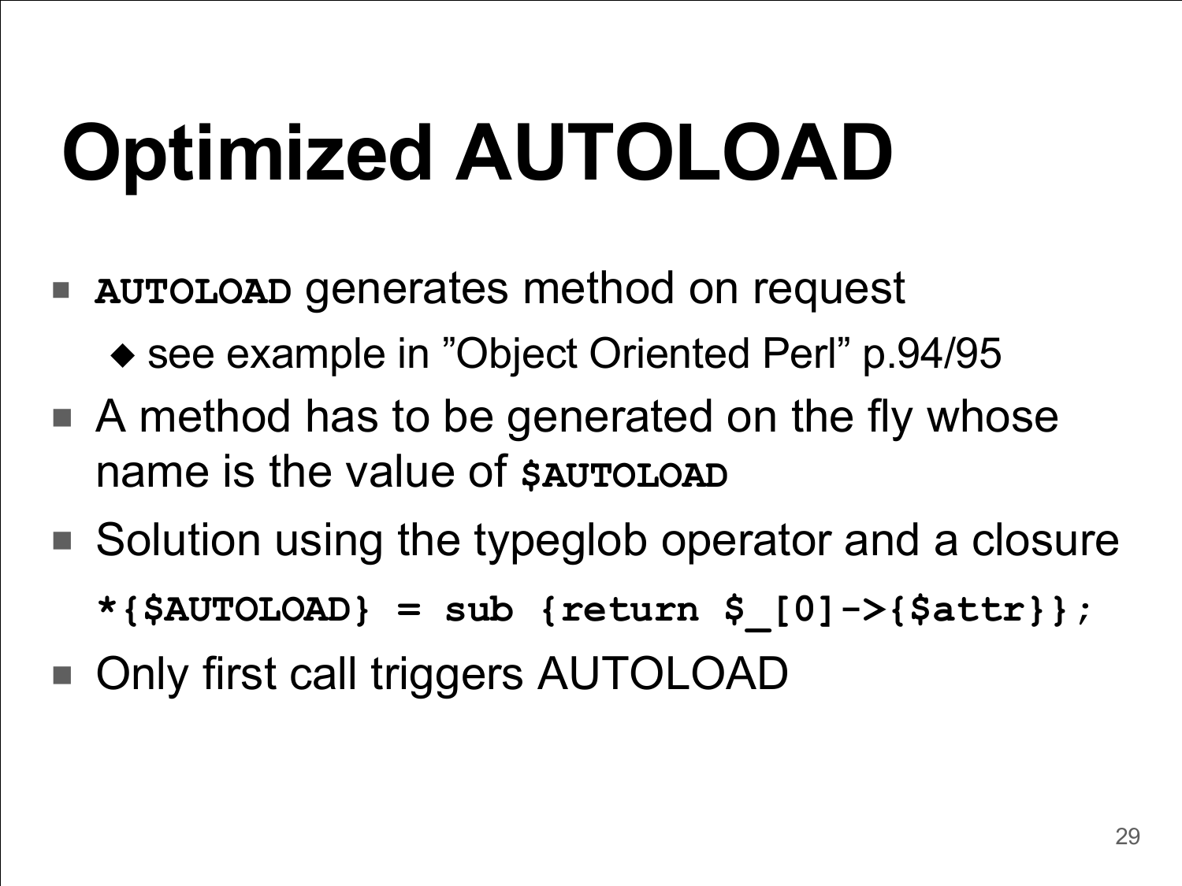# Optimized AUTOLOAD

- **`AUTOLOAD`** generates method on request
  - see example in ”Object Oriented Perl” p.94/95
- A method has to be generated on the fly whose name is the value of **`$AUTOLOAD`**
- Solution using the typeglob operator and a closure

```
*{$AUTOLOAD} = sub {return $_[0]->{$attr}};
```

- Only first call triggers AUTOLOAD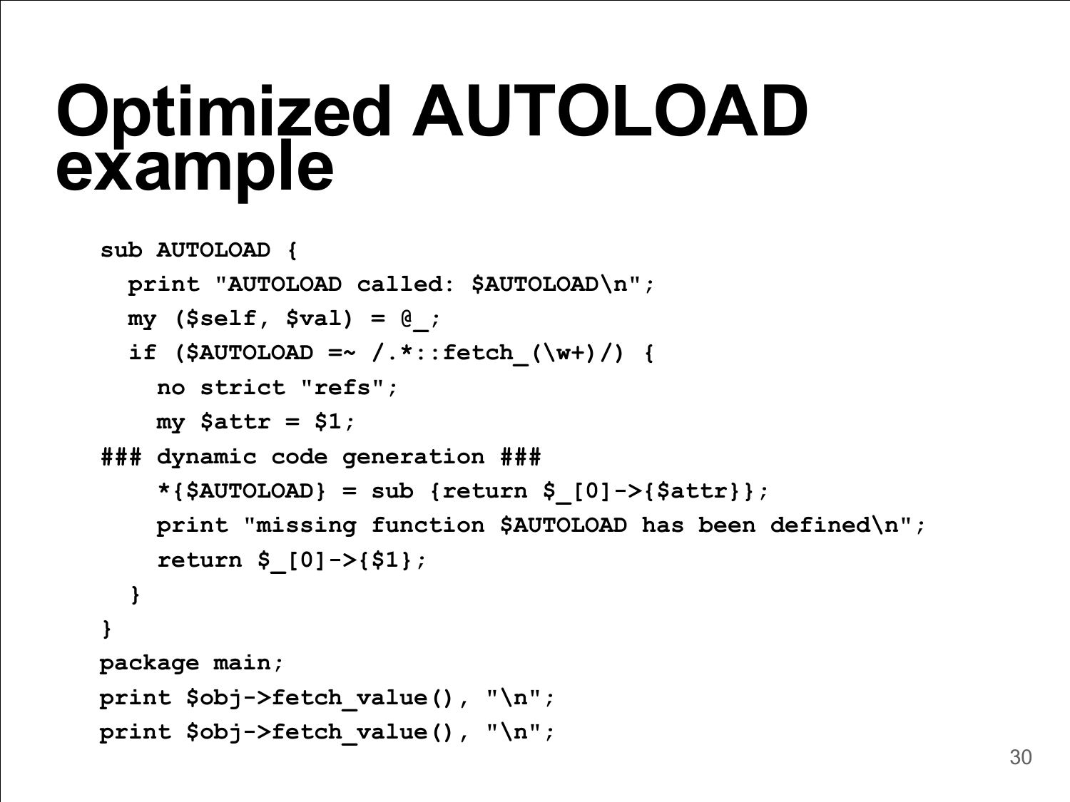# Optimized AUTOLOAD example

```
sub AUTOLOAD {
  print "AUTOLOAD called: $AUTOLOAD\n";
  my ($self, $val) = @_;
  if ($AUTOLOAD =~ /.*::fetch_(\w+)/) {
    no strict "refs";
    my $attr = $1;
### dynamic code generation ###
    *{$AUTOLOAD} = sub {return $_[0]->{$attr}};
    print "missing function $AUTOLOAD has been defined\n";
    return $_[0]->{$1};
  }
}
package main;
print $obj->fetch_value(), "\n";
print $obj->fetch_value(), "\n";
```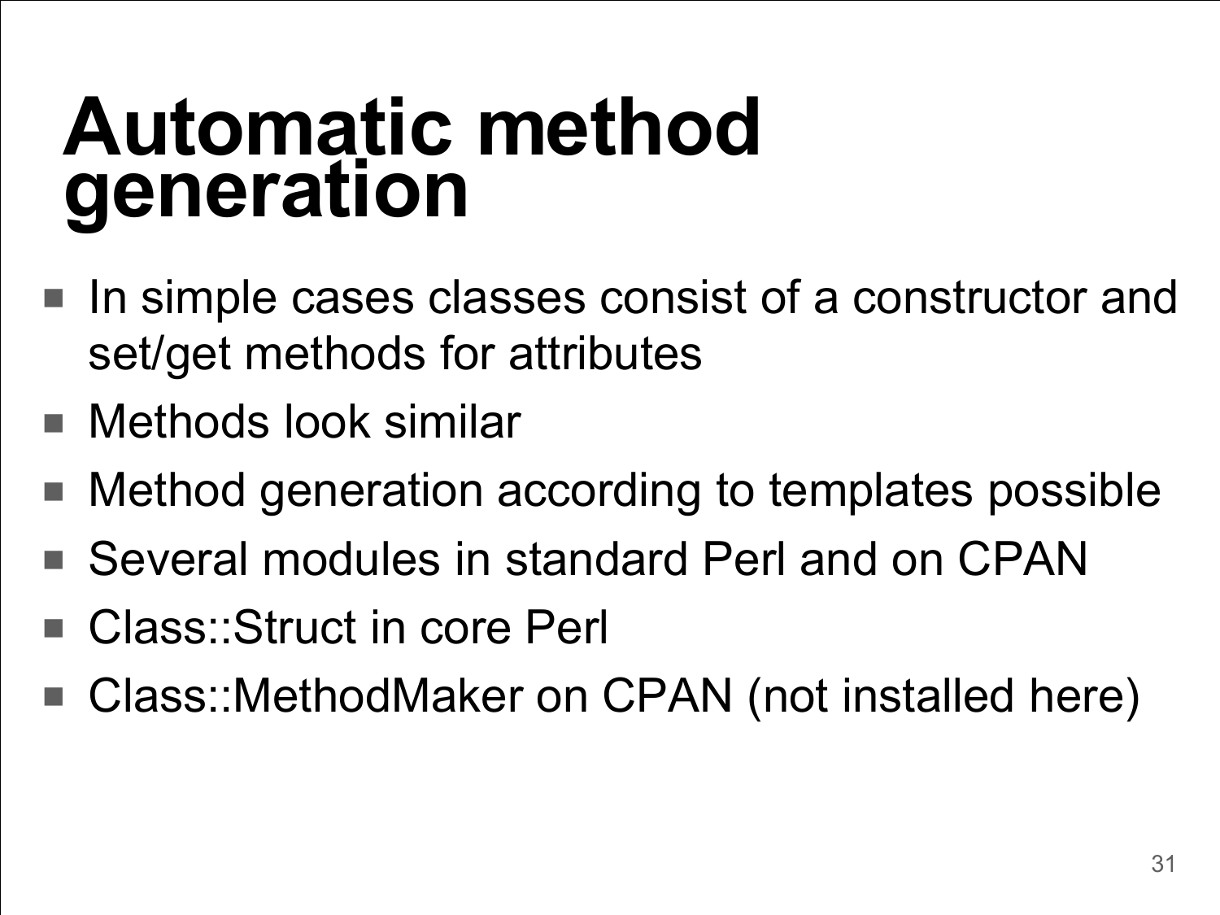# Automatic method generation

- In simple cases classes consist of a constructor and set/get methods for attributes
- Methods look similar
- Method generation according to templates possible
- Several modules in standard Perl and on CPAN
- Class::Struct in core Perl
- Class::MethodMaker on CPAN (not installed here)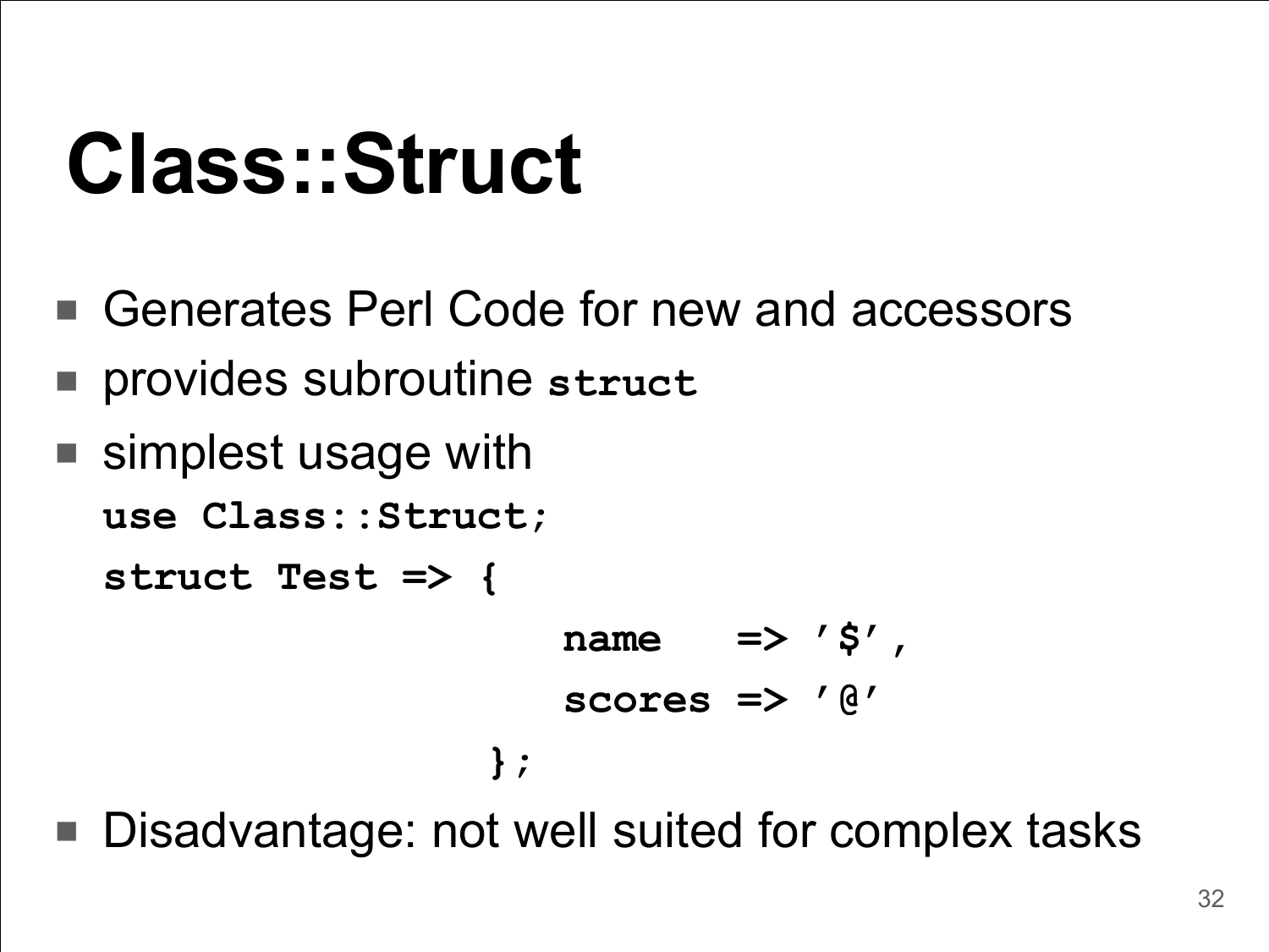# Class::Struct

- Generates Perl Code for new and accessors
- provides subroutine `struct`
- simplest usage with

```
use Class::Struct;
struct Test => {
                  name   => '$',
                  scores => '@'
                };
```

- Disadvantage: not well suited for complex tasks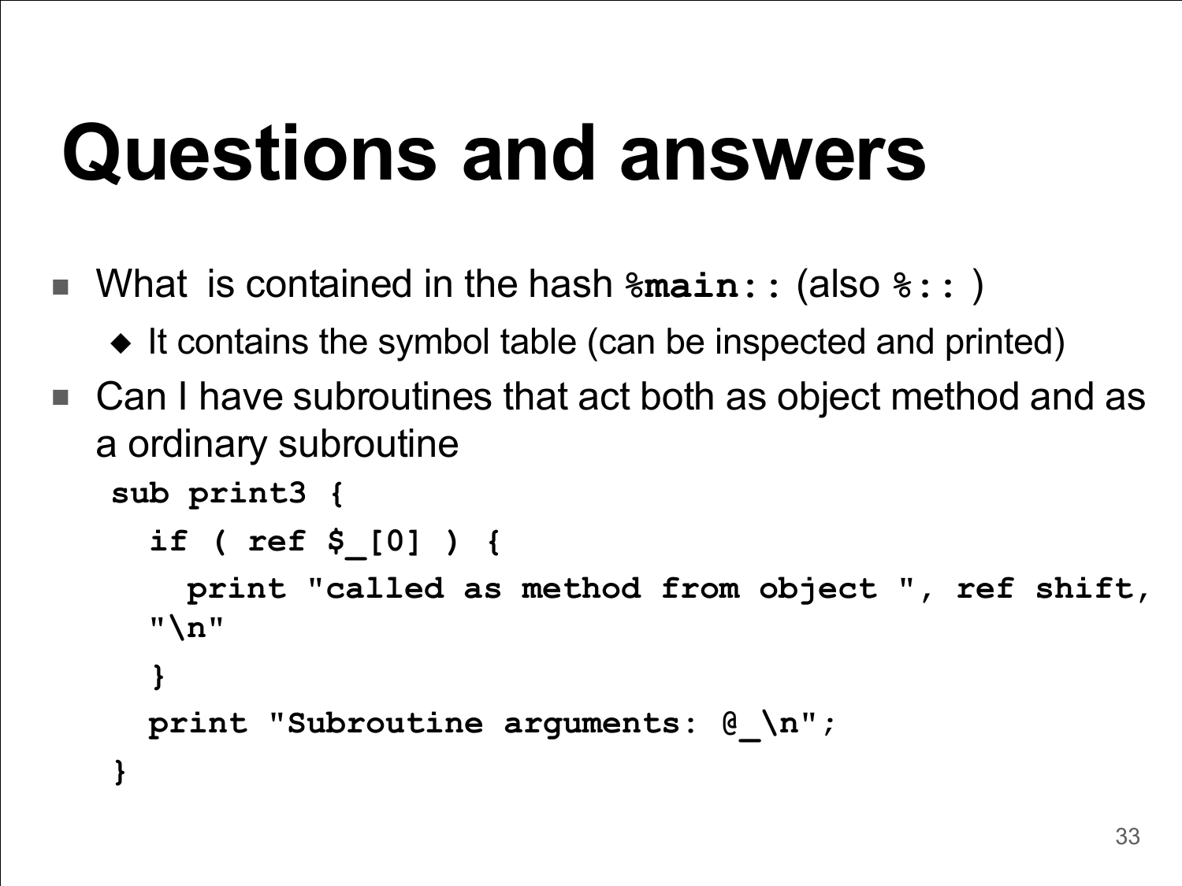# Questions and answers

- What is contained in the hash `%main::` (also `%::` )
  - It contains the symbol table (can be inspected and printed)
- Can I have subroutines that act both as object method and as a ordinary subroutine

```
sub print3 {
  if ( ref $_[0] ) {
    print "called as method from object ", ref shift,
  "\n"
  }
  print "Subroutine arguments: @_\n";
}
```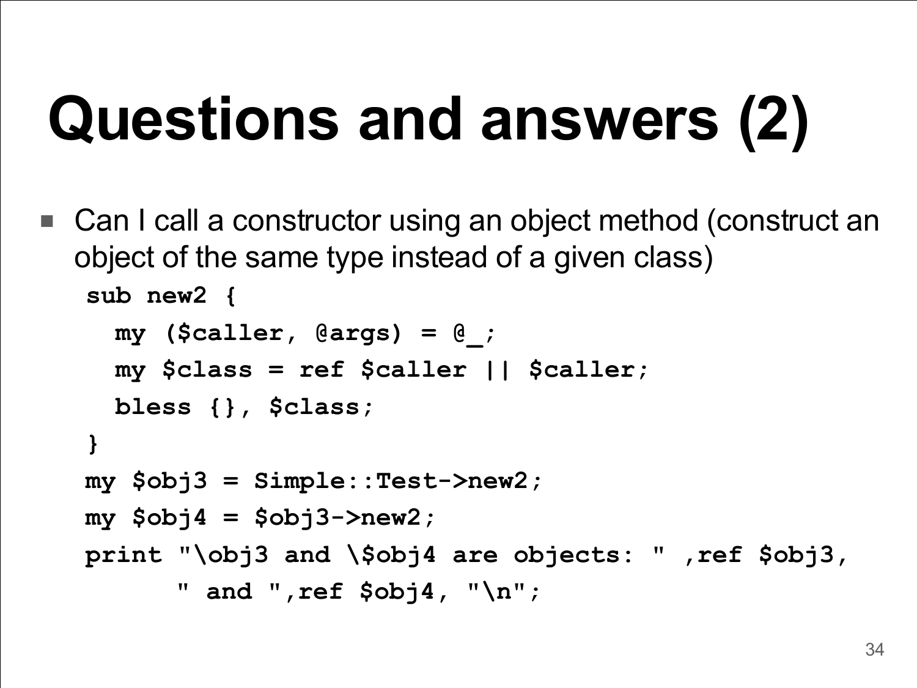# Questions and answers (2)

- Can I call a constructor using an object method (construct an object of the same type instead of a given class)

```
sub new2 {
  my ($caller, @args) = @_;
  my $class = ref $caller || $caller;
  bless {}, $class;
}
my $obj3 = Simple::Test->new2;
my $obj4 = $obj3->new2;
print "\obj3 and \$obj4 are objects: " ,ref $obj3,
      " and ",ref $obj4, "\n";
```